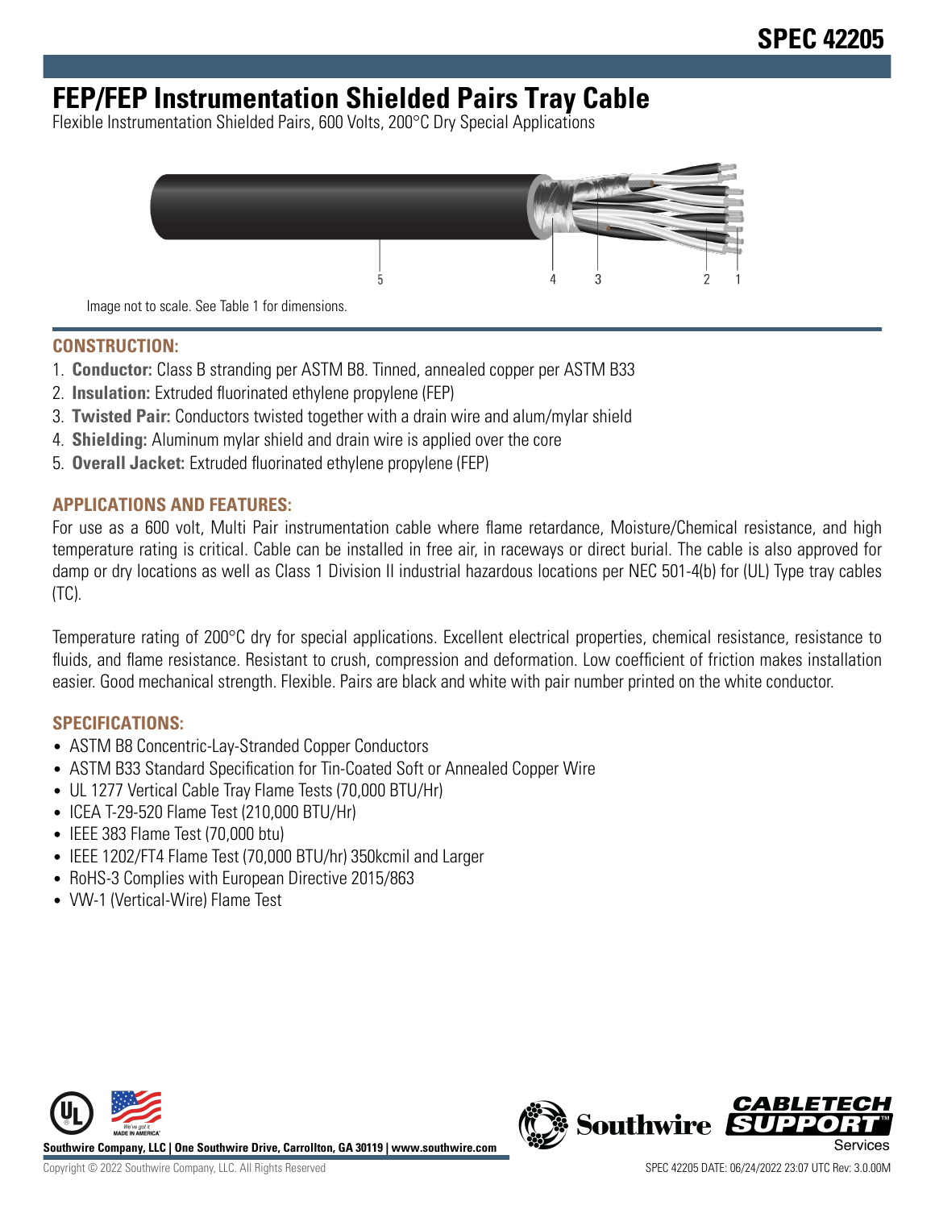# SPEC 42205

# FEP/FEP Instrumentation Shielded Pairs Tray Cable

Flexible Instrumentation Shielded Pairs, 600 Volts, 200°C Dry Special Applications

Image not to scale. See Table 1 for dimensions.

## CONSTRUCTION:

1. **Conductor:** Class B stranding per ASTM B8. Tinned, annealed copper per ASTM B33
2. **Insulation:** Extruded fluorinated ethylene propylene (FEP)
3. **Twisted Pair:** Conductors twisted together with a drain wire and alum/mylar shield
4. **Shielding:** Aluminum mylar shield and drain wire is applied over the core
5. **Overall Jacket:** Extruded fluorinated ethylene propylene (FEP)

## APPLICATIONS AND FEATURES:

For use as a 600 volt, Multi Pair instrumentation cable where flame retardance, Moisture/Chemical resistance, and high temperature rating is critical. Cable can be installed in free air, in raceways or direct burial. The cable is also approved for damp or dry locations as well as Class 1 Division II industrial hazardous locations per NEC 501-4(b) for (UL) Type tray cables (TC).

Temperature rating of 200°C dry for special applications. Excellent electrical properties, chemical resistance, resistance to fluids, and flame resistance. Resistant to crush, compression and deformation. Low coefficient of friction makes installation easier. Good mechanical strength. Flexible. Pairs are black and white with pair number printed on the white conductor.

## SPECIFICATIONS:

- ASTM B8 Concentric-Lay-Stranded Copper Conductors
- ASTM B33 Standard Specification for Tin-Coated Soft or Annealed Copper Wire
- UL 1277 Vertical Cable Tray Flame Tests (70,000 BTU/Hr)
- ICEA T-29-520 Flame Test (210,000 BTU/Hr)
- IEEE 383 Flame Test (70,000 btu)
- IEEE 1202/FT4 Flame Test (70,000 BTU/hr) 350kcmil and Larger
- RoHS-3 Complies with European Directive 2015/863
- VW-1 (Vertical-Wire) Flame Test

**Southwire Company, LLC | One Southwire Drive, Carrollton, GA 30119 | www.southwire.com**

Copyright © 2022 Southwire Company, LLC. All Rights Reserved

SPEC 42205 DATE: 06/24/2022 23:07 UTC Rev: 3.0.00M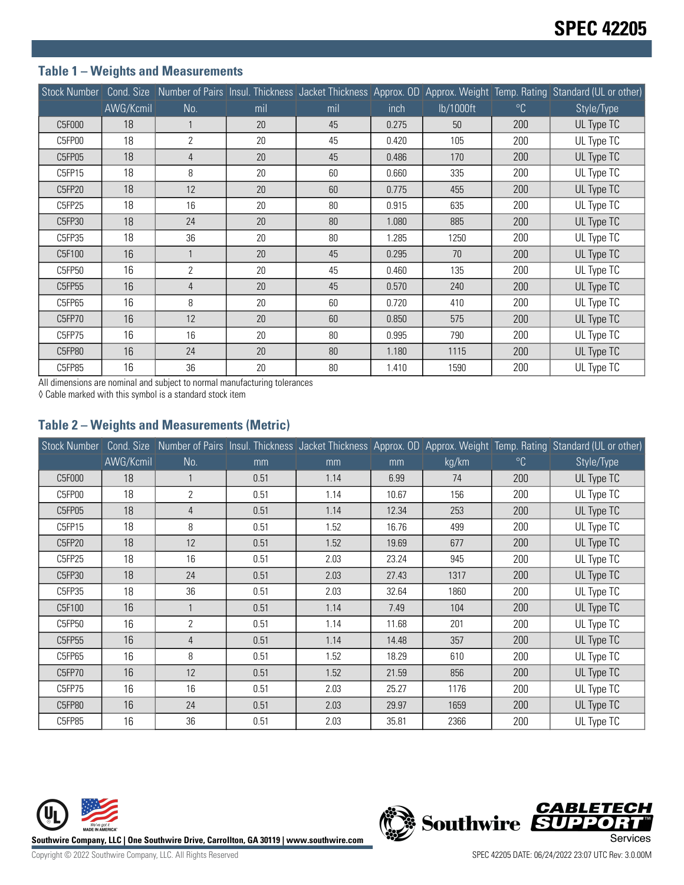# SPEC 42205

## Table 1 – Weights and Measurements

| Stock Number | Cond. Size | Number of Pairs | Insul. Thickness | Jacket Thickness | Approx. OD | Approx. Weight | Temp. Rating | Standard (UL or other) |
|---|---|---|---|---|---|---|---|---|
| | AWG/Kcmil | No. | mil | mil | inch | lb/1000ft | °C | Style/Type |
| C5F000 | 18 | 1 | 20 | 45 | 0.275 | 50 | 200 | UL Type TC |
| C5FP00 | 18 | 2 | 20 | 45 | 0.420 | 105 | 200 | UL Type TC |
| C5FP05 | 18 | 4 | 20 | 45 | 0.486 | 170 | 200 | UL Type TC |
| C5FP15 | 18 | 8 | 20 | 60 | 0.660 | 335 | 200 | UL Type TC |
| C5FP20 | 18 | 12 | 20 | 60 | 0.775 | 455 | 200 | UL Type TC |
| C5FP25 | 18 | 16 | 20 | 80 | 0.915 | 635 | 200 | UL Type TC |
| C5FP30 | 18 | 24 | 20 | 80 | 1.080 | 885 | 200 | UL Type TC |
| C5FP35 | 18 | 36 | 20 | 80 | 1.285 | 1250 | 200 | UL Type TC |
| C5F100 | 16 | 1 | 20 | 45 | 0.295 | 70 | 200 | UL Type TC |
| C5FP50 | 16 | 2 | 20 | 45 | 0.460 | 135 | 200 | UL Type TC |
| C5FP55 | 16 | 4 | 20 | 45 | 0.570 | 240 | 200 | UL Type TC |
| C5FP65 | 16 | 8 | 20 | 60 | 0.720 | 410 | 200 | UL Type TC |
| C5FP70 | 16 | 12 | 20 | 60 | 0.850 | 575 | 200 | UL Type TC |
| C5FP75 | 16 | 16 | 20 | 80 | 0.995 | 790 | 200 | UL Type TC |
| C5FP80 | 16 | 24 | 20 | 80 | 1.180 | 1115 | 200 | UL Type TC |
| C5FP85 | 16 | 36 | 20 | 80 | 1.410 | 1590 | 200 | UL Type TC |

All dimensions are nominal and subject to normal manufacturing tolerances

◊ Cable marked with this symbol is a standard stock item

## Table 2 – Weights and Measurements (Metric)

| Stock Number | Cond. Size | Number of Pairs | Insul. Thickness | Jacket Thickness | Approx. OD | Approx. Weight | Temp. Rating | Standard (UL or other) |
|---|---|---|---|---|---|---|---|---|
| | AWG/Kcmil | No. | mm | mm | mm | kg/km | °C | Style/Type |
| C5F000 | 18 | 1 | 0.51 | 1.14 | 6.99 | 74 | 200 | UL Type TC |
| C5FP00 | 18 | 2 | 0.51 | 1.14 | 10.67 | 156 | 200 | UL Type TC |
| C5FP05 | 18 | 4 | 0.51 | 1.14 | 12.34 | 253 | 200 | UL Type TC |
| C5FP15 | 18 | 8 | 0.51 | 1.52 | 16.76 | 499 | 200 | UL Type TC |
| C5FP20 | 18 | 12 | 0.51 | 1.52 | 19.69 | 677 | 200 | UL Type TC |
| C5FP25 | 18 | 16 | 0.51 | 2.03 | 23.24 | 945 | 200 | UL Type TC |
| C5FP30 | 18 | 24 | 0.51 | 2.03 | 27.43 | 1317 | 200 | UL Type TC |
| C5FP35 | 18 | 36 | 0.51 | 2.03 | 32.64 | 1860 | 200 | UL Type TC |
| C5F100 | 16 | 1 | 0.51 | 1.14 | 7.49 | 104 | 200 | UL Type TC |
| C5FP50 | 16 | 2 | 0.51 | 1.14 | 11.68 | 201 | 200 | UL Type TC |
| C5FP55 | 16 | 4 | 0.51 | 1.14 | 14.48 | 357 | 200 | UL Type TC |
| C5FP65 | 16 | 8 | 0.51 | 1.52 | 18.29 | 610 | 200 | UL Type TC |
| C5FP70 | 16 | 12 | 0.51 | 1.52 | 21.59 | 856 | 200 | UL Type TC |
| C5FP75 | 16 | 16 | 0.51 | 2.03 | 25.27 | 1176 | 200 | UL Type TC |
| C5FP80 | 16 | 24 | 0.51 | 2.03 | 29.97 | 1659 | 200 | UL Type TC |
| C5FP85 | 16 | 36 | 0.51 | 2.03 | 35.81 | 2366 | 200 | UL Type TC |

Southwire Company, LLC | One Southwire Drive, Carrollton, GA 30119 | www.southwire.com

Copyright © 2022 Southwire Company, LLC. All Rights Reserved

SPEC 42205 DATE: 06/24/2022 23:07 UTC Rev: 3.0.00M